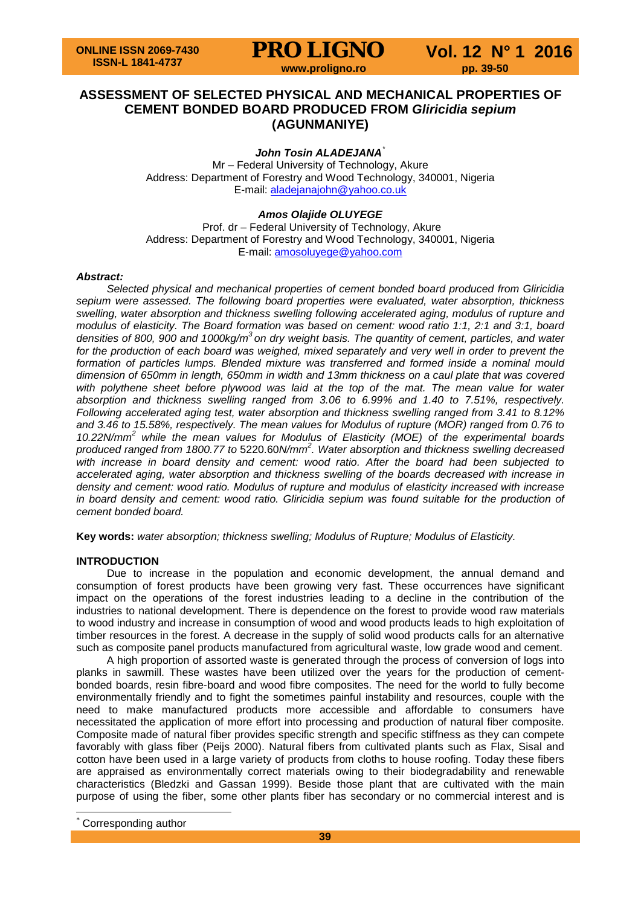# ASSESSMENT OF SELECTED PHYSICAL AND MECHANICAL PROPERTIES OF CEMENT BONDED BOARD PRODUCED FROM *Gliricidia sepium* (AGUNMANIYE)

***John Tosin ALADEJANA****

Mr – Federal University of Technology, Akure
Address: Department of Forestry and Wood Technology, 340001, Nigeria
E-mail: aladejanajohn@yahoo.co.uk

***Amos Olajide OLUYEGE***

Prof. dr – Federal University of Technology, Akure
Address: Department of Forestry and Wood Technology, 340001, Nigeria
E-mail: amosoluyege@yahoo.com

***Abstract:***

*Selected physical and mechanical properties of cement bonded board produced from Gliricidia sepium were assessed. The following board properties were evaluated, water absorption, thickness swelling, water absorption and thickness swelling following accelerated aging, modulus of rupture and modulus of elasticity. The Board formation was based on cement: wood ratio 1:1, 2:1 and 3:1, board densities of 800, 900 and 1000kg/m$^3$ on dry weight basis. The quantity of cement, particles, and water for the production of each board was weighed, mixed separately and very well in order to prevent the formation of particles lumps. Blended mixture was transferred and formed inside a nominal mould dimension of 650mm in length, 650mm in width and 13mm thickness on a caul plate that was covered with polythene sheet before plywood was laid at the top of the mat. The mean value for water absorption and thickness swelling ranged from 3.06 to 6.99% and 1.40 to 7.51%, respectively. Following accelerated aging test, water absorption and thickness swelling ranged from 3.41 to 8.12% and 3.46 to 15.58%, respectively. The mean values for Modulus of rupture (MOR) ranged from 0.76 to 10.22N/mm$^2$ while the mean values for Modulus of Elasticity (MOE) of the experimental boards produced ranged from 1800.77 to 5220.60N/mm$^2$. Water absorption and thickness swelling decreased with increase in board density and cement: wood ratio. After the board had been subjected to accelerated aging, water absorption and thickness swelling of the boards decreased with increase in density and cement: wood ratio. Modulus of rupture and modulus of elasticity increased with increase in board density and cement: wood ratio. Gliricidia sepium was found suitable for the production of cement bonded board.*

**Key words:** *water absorption; thickness swelling; Modulus of Rupture; Modulus of Elasticity.*

## INTRODUCTION

Due to increase in the population and economic development, the annual demand and consumption of forest products have been growing very fast. These occurrences have significant impact on the operations of the forest industries leading to a decline in the contribution of the industries to national development. There is dependence on the forest to provide wood raw materials to wood industry and increase in consumption of wood and wood products leads to high exploitation of timber resources in the forest. A decrease in the supply of solid wood products calls for an alternative such as composite panel products manufactured from agricultural waste, low grade wood and cement.

A high proportion of assorted waste is generated through the process of conversion of logs into planks in sawmill. These wastes have been utilized over the years for the production of cement-bonded boards, resin fibre-board and wood fibre composites. The need for the world to fully become environmentally friendly and to fight the sometimes painful instability and resources, couple with the need to make manufactured products more accessible and affordable to consumers have necessitated the application of more effort into processing and production of natural fiber composite. Composite made of natural fiber provides specific strength and specific stiffness as they can compete favorably with glass fiber (Peijs 2000). Natural fibers from cultivated plants such as Flax, Sisal and cotton have been used in a large variety of products from cloths to house roofing. Today these fibers are appraised as environmentally correct materials owing to their biodegradability and renewable characteristics (Bledzki and Gassan 1999). Beside those plant that are cultivated with the main purpose of using the fiber, some other plants fiber has secondary or no commercial interest and is

\* Corresponding author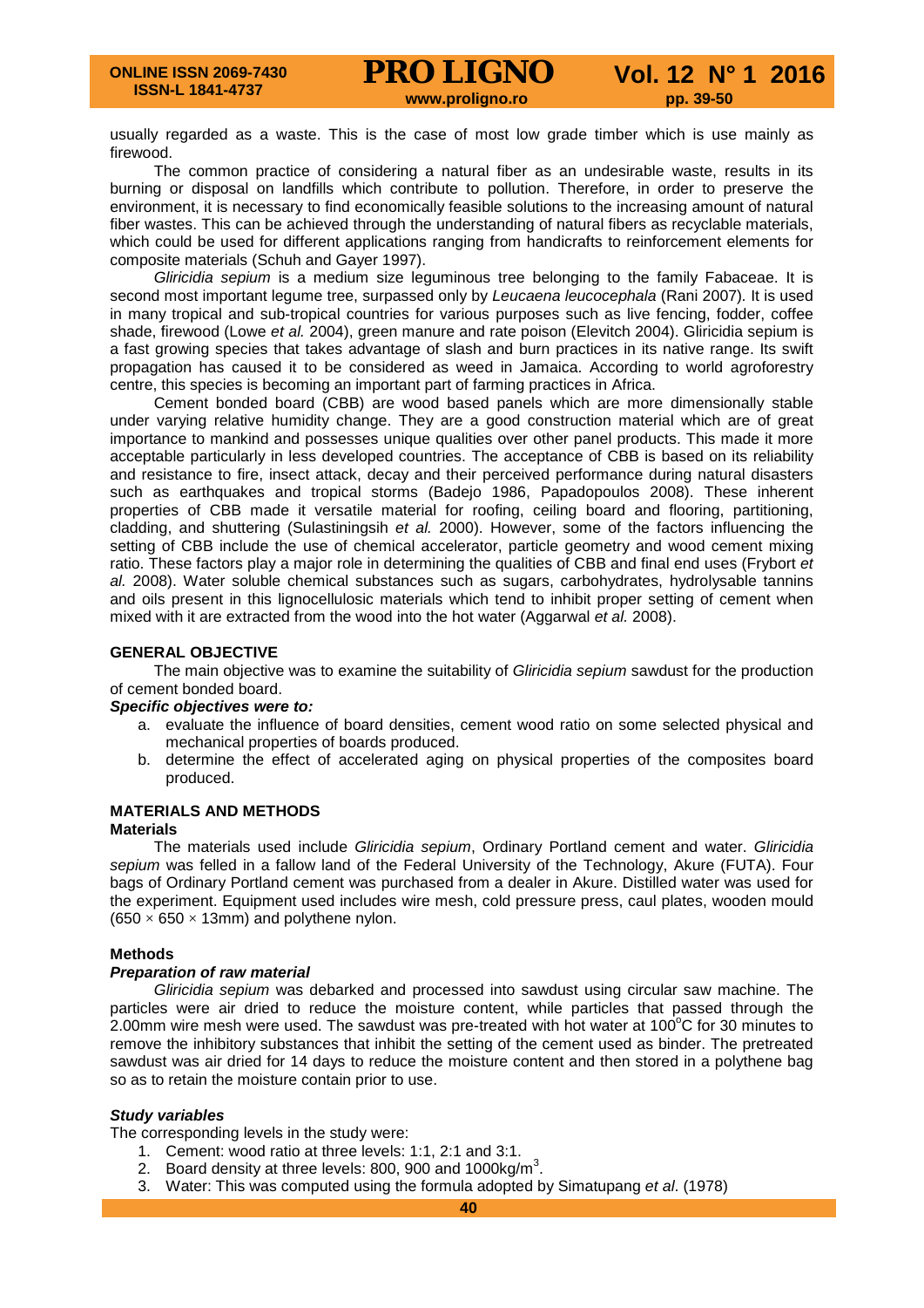usually regarded as a waste. This is the case of most low grade timber which is use mainly as firewood.

The common practice of considering a natural fiber as an undesirable waste, results in its burning or disposal on landfills which contribute to pollution. Therefore, in order to preserve the environment, it is necessary to find economically feasible solutions to the increasing amount of natural fiber wastes. This can be achieved through the understanding of natural fibers as recyclable materials, which could be used for different applications ranging from handicrafts to reinforcement elements for composite materials (Schuh and Gayer 1997).

*Gliricidia sepium* is a medium size leguminous tree belonging to the family Fabaceae. It is second most important legume tree, surpassed only by *Leucaena leucocephala* (Rani 2007). It is used in many tropical and sub-tropical countries for various purposes such as live fencing, fodder, coffee shade, firewood (Lowe *et al.* 2004), green manure and rate poison (Elevitch 2004). Gliricidia sepium is a fast growing species that takes advantage of slash and burn practices in its native range. Its swift propagation has caused it to be considered as weed in Jamaica. According to world agroforestry centre, this species is becoming an important part of farming practices in Africa.

Cement bonded board (CBB) are wood based panels which are more dimensionally stable under varying relative humidity change. They are a good construction material which are of great importance to mankind and possesses unique qualities over other panel products. This made it more acceptable particularly in less developed countries. The acceptance of CBB is based on its reliability and resistance to fire, insect attack, decay and their perceived performance during natural disasters such as earthquakes and tropical storms (Badejo 1986, Papadopoulos 2008). These inherent properties of CBB made it versatile material for roofing, ceiling board and flooring, partitioning, cladding, and shuttering (Sulastiningsih *et al.* 2000). However, some of the factors influencing the setting of CBB include the use of chemical accelerator, particle geometry and wood cement mixing ratio. These factors play a major role in determining the qualities of CBB and final end uses (Frybort *et al.* 2008). Water soluble chemical substances such as sugars, carbohydrates, hydrolysable tannins and oils present in this lignocellulosic materials which tend to inhibit proper setting of cement when mixed with it are extracted from the wood into the hot water (Aggarwal *et al.* 2008).

## GENERAL OBJECTIVE

The main objective was to examine the suitability of *Gliricidia sepium* sawdust for the production of cement bonded board.

***Specific objectives were to:***

a. evaluate the influence of board densities, cement wood ratio on some selected physical and mechanical properties of boards produced.
b. determine the effect of accelerated aging on physical properties of the composites board produced.

## MATERIALS AND METHODS

### Materials

The materials used include *Gliricidia sepium*, Ordinary Portland cement and water. *Gliricidia sepium* was felled in a fallow land of the Federal University of the Technology, Akure (FUTA). Four bags of Ordinary Portland cement was purchased from a dealer in Akure. Distilled water was used for the experiment. Equipment used includes wire mesh, cold pressure press, caul plates, wooden mould ($650 \times 650 \times 13$mm) and polythene nylon.

### Methods

***Preparation of raw material***

*Gliricidia sepium* was debarked and processed into sawdust using circular saw machine. The particles were air dried to reduce the moisture content, while particles that passed through the 2.00mm wire mesh were used. The sawdust was pre-treated with hot water at 100$^{o}$C for 30 minutes to remove the inhibitory substances that inhibit the setting of the cement used as binder. The pretreated sawdust was air dried for 14 days to reduce the moisture content and then stored in a polythene bag so as to retain the moisture contain prior to use.

***Study variables***

The corresponding levels in the study were:

1. Cement: wood ratio at three levels: 1:1, 2:1 and 3:1.
2. Board density at three levels: 800, 900 and 1000kg/m$^3$.
3. Water: This was computed using the formula adopted by Simatupang *et al*. (1978)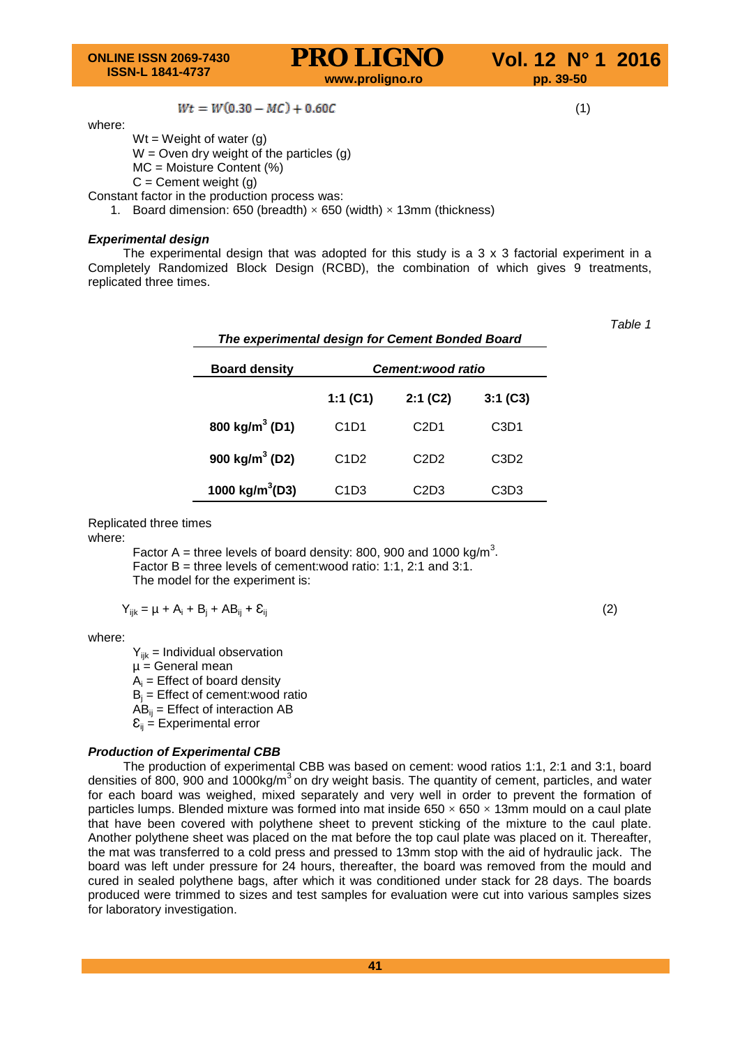$$Wt = W(0.30 - MC) + 0.60C \quad (1)$$

where:

- Wt = Weight of water (g)
- W = Oven dry weight of the particles (g)
- MC = Moisture Content (%)
- C = Cement weight (g)

Constant factor in the production process was:

1. Board dimension: 650 (breadth) × 650 (width) × 13mm (thickness)

***Experimental design***

The experimental design that was adopted for this study is a 3 x 3 factorial experiment in a Completely Randomized Block Design (RCBD), the combination of which gives 9 treatments, replicated three times.

*Table 1*

***The experimental design for Cement Bonded Board***

| **Board density** | ***Cement:wood ratio*** | | |
|---|---|---|---|
| | **1:1 (C1)** | **2:1 (C2)** | **3:1 (C3)** |
| **800 kg/m$^3$ (D1)** | C1D1 | C2D1 | C3D1 |
| **900 kg/m$^3$ (D2)** | C1D2 | C2D2 | C3D2 |
| **1000 kg/m$^3$(D3)** | C1D3 | C2D3 | C3D3 |

Replicated three times

where:

Factor A = three levels of board density: 800, 900 and 1000 kg/m$^3$.
Factor B = three levels of cement:wood ratio: 1:1, 2:1 and 3:1.
The model for the experiment is:

$$Y_{ijk} = \mu + A_i + B_j + AB_{ij} + \varepsilon_{ij} \quad (2)$$

where:

- $Y_{ijk}$ = Individual observation
- $\mu$ = General mean
- $A_i$ = Effect of board density
- $B_j$ = Effect of cement:wood ratio
- $AB_{ij}$ = Effect of interaction AB
- $\varepsilon_{ij}$ = Experimental error

***Production of Experimental CBB***

The production of experimental CBB was based on cement: wood ratios 1:1, 2:1 and 3:1, board densities of 800, 900 and 1000kg/m$^3$ on dry weight basis. The quantity of cement, particles, and water for each board was weighed, mixed separately and very well in order to prevent the formation of particles lumps. Blended mixture was formed into mat inside 650 × 650 × 13mm mould on a caul plate that have been covered with polythene sheet to prevent sticking of the mixture to the caul plate. Another polythene sheet was placed on the mat before the top caul plate was placed on it. Thereafter, the mat was transferred to a cold press and pressed to 13mm stop with the aid of hydraulic jack. The board was left under pressure for 24 hours, thereafter, the board was removed from the mould and cured in sealed polythene bags, after which it was conditioned under stack for 28 days. The boards produced were trimmed to sizes and test samples for evaluation were cut into various samples sizes for laboratory investigation.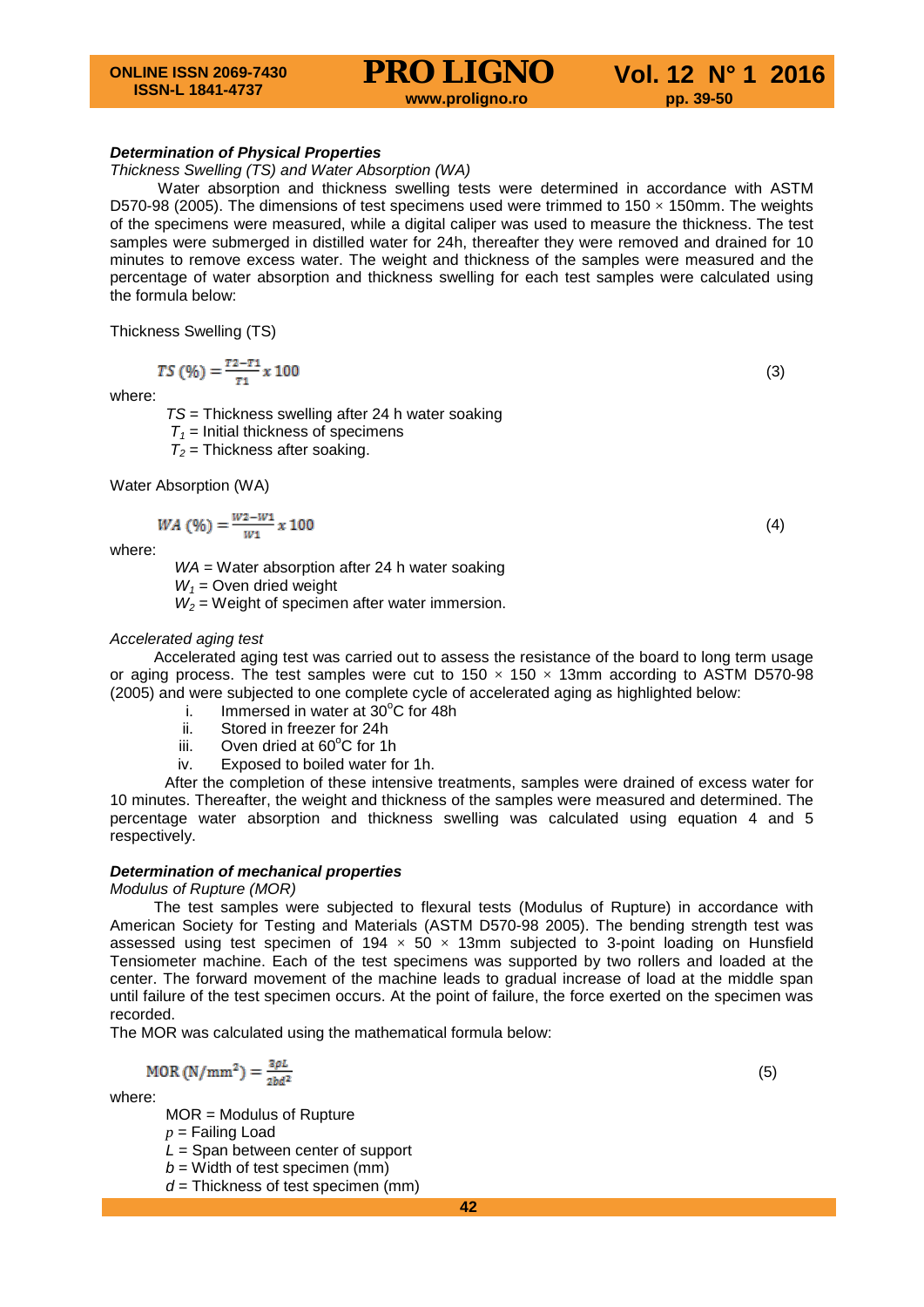***Determination of Physical Properties***

*Thickness Swelling (TS) and Water Absorption (WA)*

Water absorption and thickness swelling tests were determined in accordance with ASTM D570-98 (2005). The dimensions of test specimens used were trimmed to 150 × 150mm. The weights of the specimens were measured, while a digital caliper was used to measure the thickness. The test samples were submerged in distilled water for 24h, thereafter they were removed and drained for 10 minutes to remove excess water. The weight and thickness of the samples were measured and the percentage of water absorption and thickness swelling for each test samples were calculated using the formula below:

Thickness Swelling (TS)

$$TS\ (\%) = \frac{T2 - T1}{T1} x\ 100 \tag{3}$$

where:

$TS$ = Thickness swelling after 24 h water soaking
$T_1$ = Initial thickness of specimens
$T_2$ = Thickness after soaking.

Water Absorption (WA)

$$WA\ (\%) = \frac{W2 - W1}{W1} x\ 100 \tag{4}$$

where:

$WA$ = Water absorption after 24 h water soaking
$W_1$ = Oven dried weight
$W_2$ = Weight of specimen after water immersion.

*Accelerated aging test*

Accelerated aging test was carried out to assess the resistance of the board to long term usage or aging process. The test samples were cut to 150 × 150 × 13mm according to ASTM D570-98 (2005) and were subjected to one complete cycle of accelerated aging as highlighted below:

i. Immersed in water at 30°C for 48h
ii. Stored in freezer for 24h
iii. Oven dried at 60°C for 1h
iv. Exposed to boiled water for 1h.

After the completion of these intensive treatments, samples were drained of excess water for 10 minutes. Thereafter, the weight and thickness of the samples were measured and determined. The percentage water absorption and thickness swelling was calculated using equation 4 and 5 respectively.

***Determination of mechanical properties***

*Modulus of Rupture (MOR)*

The test samples were subjected to flexural tests (Modulus of Rupture) in accordance with American Society for Testing and Materials (ASTM D570-98 2005). The bending strength test was assessed using test specimen of 194 × 50 × 13mm subjected to 3-point loading on Hunsfield Tensiometer machine. Each of the test specimens was supported by two rollers and loaded at the center. The forward movement of the machine leads to gradual increase of load at the middle span until failure of the test specimen occurs. At the point of failure, the force exerted on the specimen was recorded.

The MOR was calculated using the mathematical formula below:

$$\mathrm{MOR}\ (\mathrm{N/mm^2}) = \frac{3pL}{2bd^2} \tag{5}$$

where:

MOR = Modulus of Rupture
$p$ = Failing Load
$L$ = Span between center of support
$b$ = Width of test specimen (mm)
$d$ = Thickness of test specimen (mm)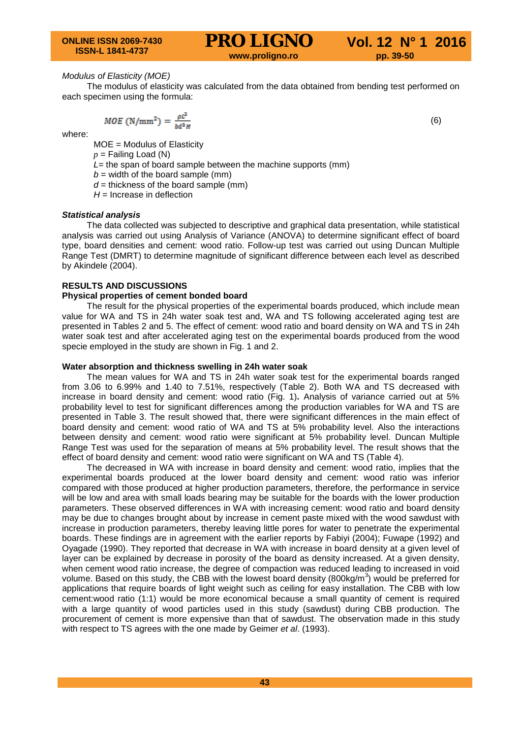*Modulus of Elasticity (MOE)*

The modulus of elasticity was calculated from the data obtained from bending test performed on each specimen using the formula:

$$MOE\ (\text{N/mm}^2) = \frac{pL^2}{bd^3H} \tag{6}$$

where:

MOE = Modulus of Elasticity
$p$ = Failing Load (N)
$L$= the span of board sample between the machine supports (mm)
$b$ = width of the board sample (mm)
$d$ = thickness of the board sample (mm)
$H$ = Increase in deflection

***Statistical analysis***

The data collected was subjected to descriptive and graphical data presentation, while statistical analysis was carried out using Analysis of Variance (ANOVA) to determine significant effect of board type, board densities and cement: wood ratio. Follow-up test was carried out using Duncan Multiple Range Test (DMRT) to determine magnitude of significant difference between each level as described by Akindele (2004).

## RESULTS AND DISCUSSIONS

### Physical properties of cement bonded board

The result for the physical properties of the experimental boards produced, which include mean value for WA and TS in 24h water soak test and, WA and TS following accelerated aging test are presented in Tables 2 and 5. The effect of cement: wood ratio and board density on WA and TS in 24h water soak test and after accelerated aging test on the experimental boards produced from the wood specie employed in the study are shown in Fig. 1 and 2.

### Water absorption and thickness swelling in 24h water soak

The mean values for WA and TS in 24h water soak test for the experimental boards ranged from 3.06 to 6.99% and 1.40 to 7.51%, respectively (Table 2). Both WA and TS decreased with increase in board density and cement: wood ratio (Fig. 1)**.** Analysis of variance carried out at 5% probability level to test for significant differences among the production variables for WA and TS are presented in Table 3. The result showed that, there were significant differences in the main effect of board density and cement: wood ratio of WA and TS at 5% probability level. Also the interactions between density and cement: wood ratio were significant at 5% probability level. Duncan Multiple Range Test was used for the separation of means at 5% probability level. The result shows that the effect of board density and cement: wood ratio were significant on WA and TS (Table 4).

The decreased in WA with increase in board density and cement: wood ratio, implies that the experimental boards produced at the lower board density and cement: wood ratio was inferior compared with those produced at higher production parameters, therefore, the performance in service will be low and area with small loads bearing may be suitable for the boards with the lower production parameters. These observed differences in WA with increasing cement: wood ratio and board density may be due to changes brought about by increase in cement paste mixed with the wood sawdust with increase in production parameters, thereby leaving little pores for water to penetrate the experimental boards. These findings are in agreement with the earlier reports by Fabiyi (2004); Fuwape (1992) and Oyagade (1990). They reported that decrease in WA with increase in board density at a given level of layer can be explained by decrease in porosity of the board as density increased. At a given density, when cement wood ratio increase, the degree of compaction was reduced leading to increased in void volume. Based on this study, the CBB with the lowest board density (800kg/m$^3$) would be preferred for applications that require boards of light weight such as ceiling for easy installation. The CBB with low cement:wood ratio (1:1) would be more economical because a small quantity of cement is required with a large quantity of wood particles used in this study (sawdust) during CBB production. The procurement of cement is more expensive than that of sawdust. The observation made in this study with respect to TS agrees with the one made by Geimer *et al*. (1993).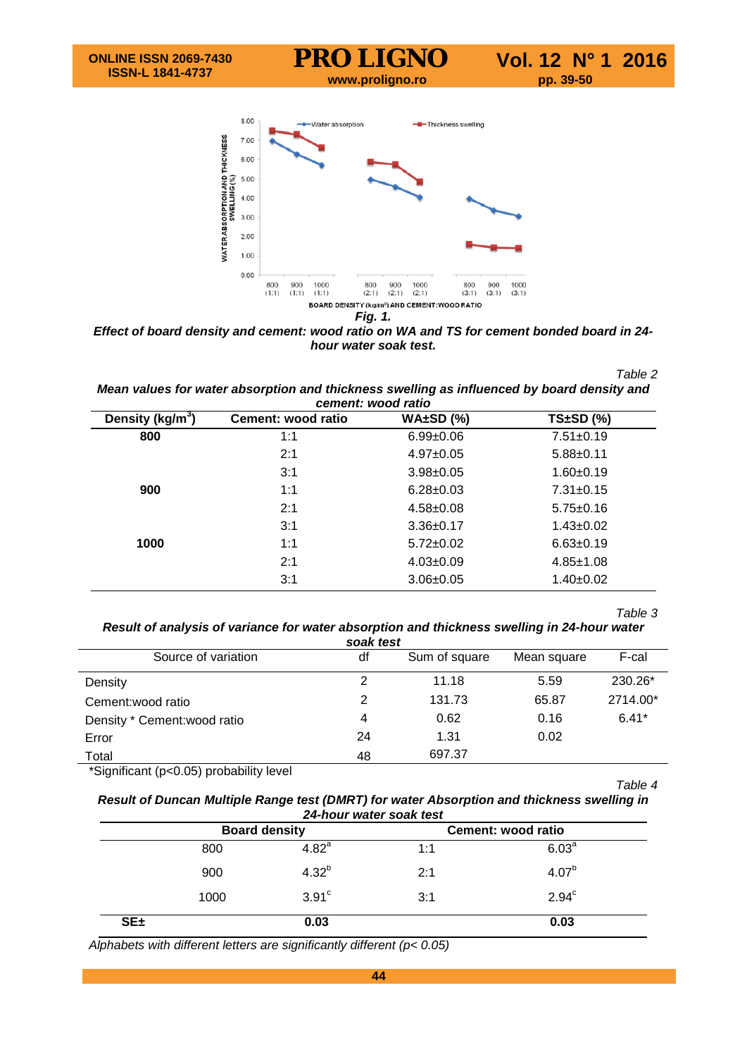*Fig. 1.*

***Effect of board density and cement: wood ratio on WA and TS for cement bonded board in 24-hour water soak test.***

*Table 2*

***Mean values for water absorption and thickness swelling as influenced by board density and cement: wood ratio***

| Density (kg/m$^3$) | Cement: wood ratio | WA±SD (%) | TS±SD (%) |
|---|---|---|---|
| **800** | 1:1 | 6.99±0.06 | 7.51±0.19 |
| | 2:1 | 4.97±0.05 | 5.88±0.11 |
| | 3:1 | 3.98±0.05 | 1.60±0.19 |
| **900** | 1:1 | 6.28±0.03 | 7.31±0.15 |
| | 2:1 | 4.58±0.08 | 5.75±0.16 |
| | 3:1 | 3.36±0.17 | 1.43±0.02 |
| **1000** | 1:1 | 5.72±0.02 | 6.63±0.19 |
| | 2:1 | 4.03±0.09 | 4.85±1.08 |
| | 3:1 | 3.06±0.05 | 1.40±0.02 |

*Table 3*

***Result of analysis of variance for water absorption and thickness swelling in 24-hour water soak test***

| Source of variation | df | Sum of square | Mean square | F-cal |
|---|---|---|---|---|
| Density | 2 | 11.18 | 5.59 | 230.26* |
| Cement:wood ratio | 2 | 131.73 | 65.87 | 2714.00* |
| Density * Cement:wood ratio | 4 | 0.62 | 0.16 | 6.41* |
| Error | 24 | 1.31 | 0.02 | |
| Total | 48 | 697.37 | | |

*Significant ($p<0.05$) probability level

*Table 4*

***Result of Duncan Multiple Range test (DMRT) for water Absorption and thickness swelling in 24-hour water soak test***

| | Board density | | Cement: wood ratio | |
|---|---|---|---|---|
| | 800 | 4.82$^{a}$ | 1:1 | 6.03$^{a}$ |
| | 900 | 4.32$^{b}$ | 2:1 | 4.07$^{b}$ |
| | 1000 | 3.91$^{c}$ | 3:1 | 2.94$^{c}$ |
| **SE±** | | **0.03** | | **0.03** |

*Alphabets with different letters are significantly different ($p< 0.05$)*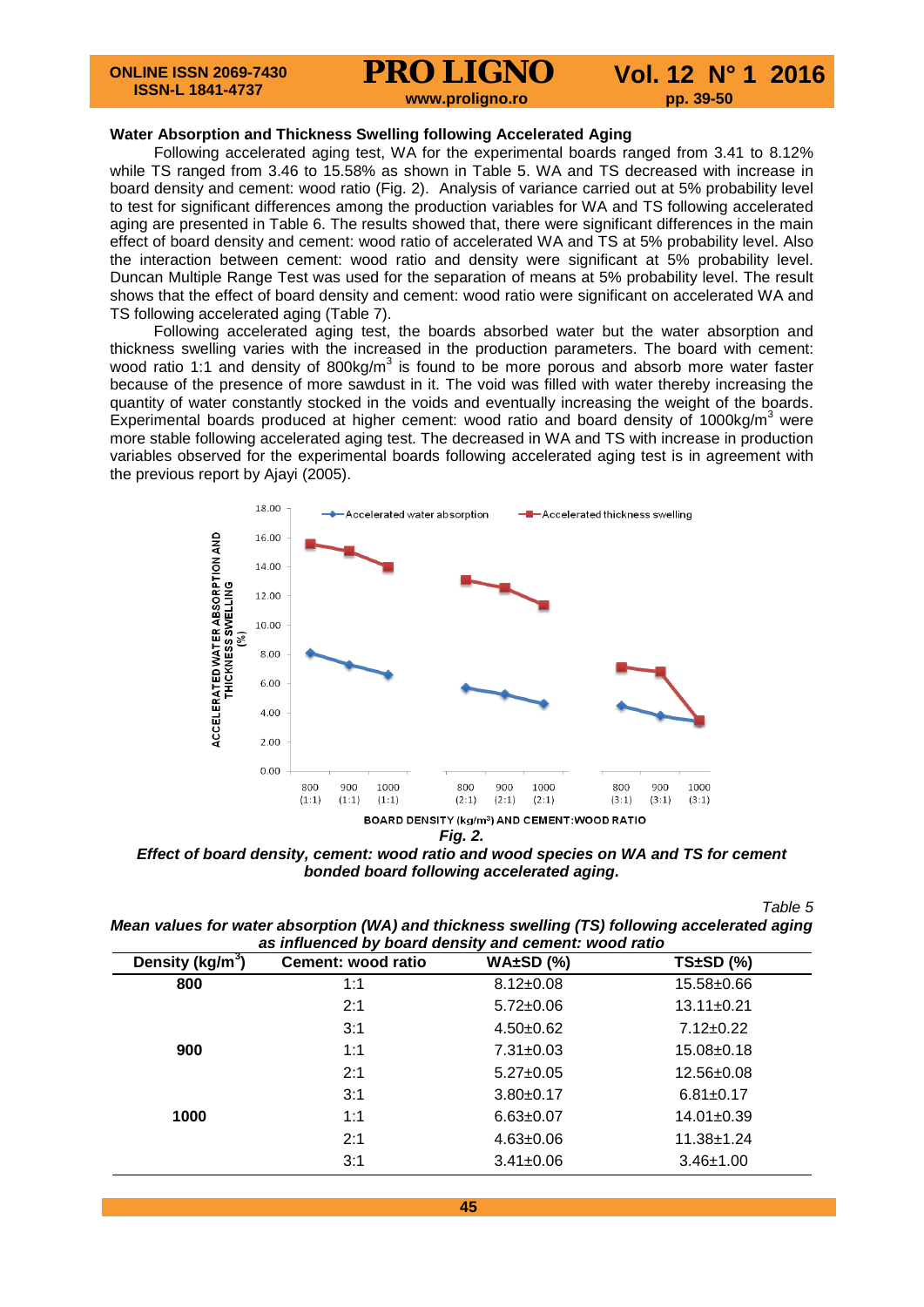### Water Absorption and Thickness Swelling following Accelerated Aging

Following accelerated aging test, WA for the experimental boards ranged from 3.41 to 8.12% while TS ranged from 3.46 to 15.58% as shown in Table 5. WA and TS decreased with increase in board density and cement: wood ratio (Fig. 2). Analysis of variance carried out at 5% probability level to test for significant differences among the production variables for WA and TS following accelerated aging are presented in Table 6. The results showed that, there were significant differences in the main effect of board density and cement: wood ratio of accelerated WA and TS at 5% probability level. Also the interaction between cement: wood ratio and density were significant at 5% probability level. Duncan Multiple Range Test was used for the separation of means at 5% probability level. The result shows that the effect of board density and cement: wood ratio were significant on accelerated WA and TS following accelerated aging (Table 7).

Following accelerated aging test, the boards absorbed water but the water absorption and thickness swelling varies with the increased in the production parameters. The board with cement: wood ratio 1:1 and density of 800kg/m$^3$ is found to be more porous and absorb more water faster because of the presence of more sawdust in it. The void was filled with water thereby increasing the quantity of water constantly stocked in the voids and eventually increasing the weight of the boards. Experimental boards produced at higher cement: wood ratio and board density of 1000kg/m$^3$ were more stable following accelerated aging test. The decreased in WA and TS with increase in production variables observed for the experimental boards following accelerated aging test is in agreement with the previous report by Ajayi (2005).

*Fig. 2.*

***Effect of board density, cement: wood ratio and wood species on WA and TS for cement bonded board following accelerated aging.***

*Table 5*

***Mean values for water absorption (WA) and thickness swelling (TS) following accelerated aging as influenced by board density and cement: wood ratio***

| Density (kg/m$^3$) | Cement: wood ratio | WA±SD (%) | TS±SD (%) |
|---|---|---|---|
| **800** | 1:1 | 8.12±0.08 | 15.58±0.66 |
| | 2:1 | 5.72±0.06 | 13.11±0.21 |
| | 3:1 | 4.50±0.62 | 7.12±0.22 |
| **900** | 1:1 | 7.31±0.03 | 15.08±0.18 |
| | 2:1 | 5.27±0.05 | 12.56±0.08 |
| | 3:1 | 3.80±0.17 | 6.81±0.17 |
| **1000** | 1:1 | 6.63±0.07 | 14.01±0.39 |
| | 2:1 | 4.63±0.06 | 11.38±1.24 |
| | 3:1 | 3.41±0.06 | 3.46±1.00 |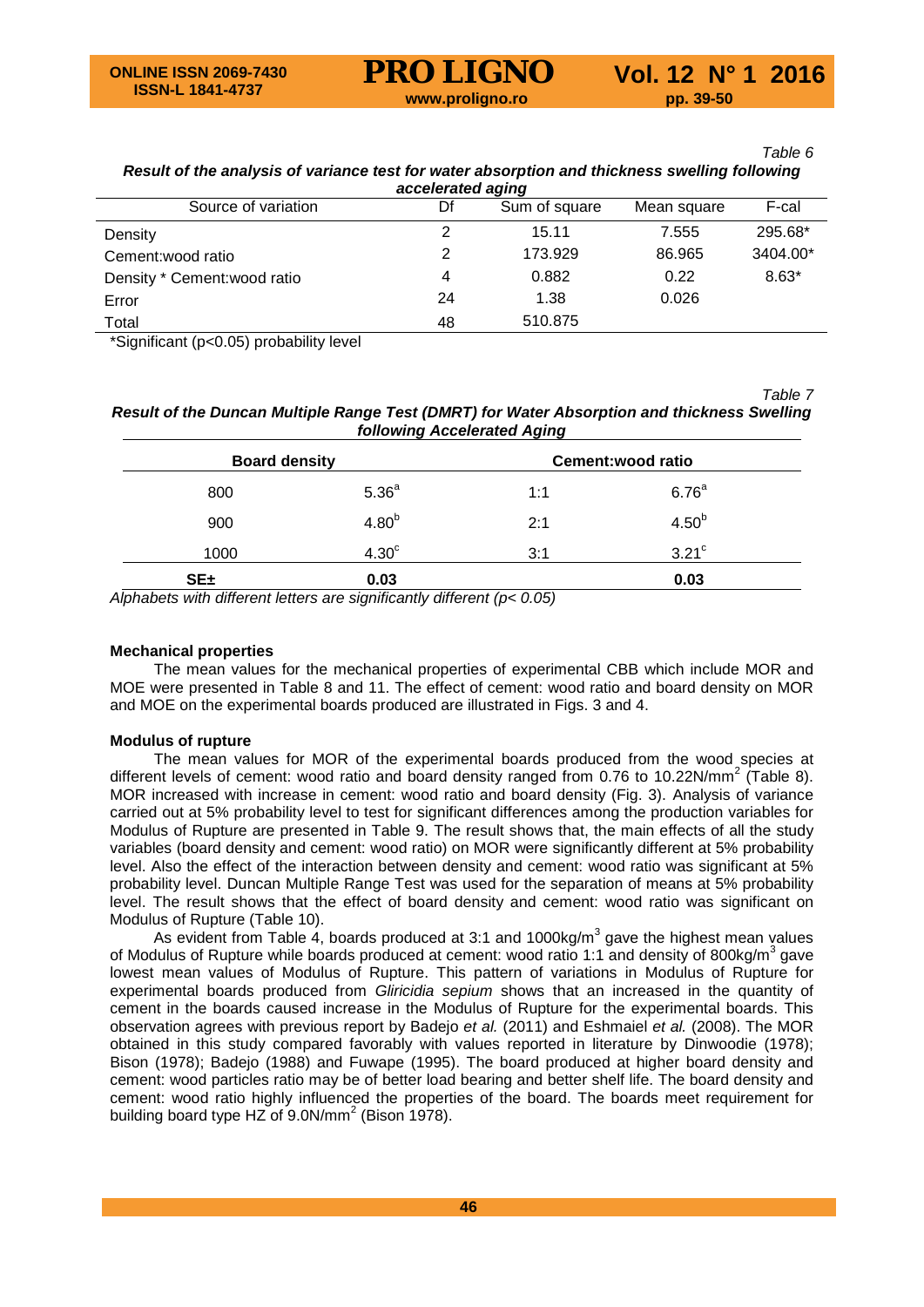*Table 6*

***Result of the analysis of variance test for water absorption and thickness swelling following accelerated aging***

| Source of variation | Df | Sum of square | Mean square | F-cal |
|---|---|---|---|---|
| Density | 2 | 15.11 | 7.555 | 295.68* |
| Cement:wood ratio | 2 | 173.929 | 86.965 | 3404.00* |
| Density * Cement:wood ratio | 4 | 0.882 | 0.22 | 8.63* |
| Error | 24 | 1.38 | 0.026 | |
| Total | 48 | 510.875 | | |

*Significant ($p<0.05$) probability level

*Table 7*

***Result of the Duncan Multiple Range Test (DMRT) for Water Absorption and thickness Swelling following Accelerated Aging***

| **Board density** | | **Cement:wood ratio** | |
|---|---|---|---|
| 800 | $5.36^{a}$ | 1:1 | $6.76^{a}$ |
| 900 | $4.80^{b}$ | 2:1 | $4.50^{b}$ |
| 1000 | $4.30^{c}$ | 3:1 | $3.21^{c}$ |
| **SE±** | **0.03** | | **0.03** |

*Alphabets with different letters are significantly different ($p< 0.05$)*

**Mechanical properties**

The mean values for the mechanical properties of experimental CBB which include MOR and MOE were presented in Table 8 and 11. The effect of cement: wood ratio and board density on MOR and MOE on the experimental boards produced are illustrated in Figs. 3 and 4.

**Modulus of rupture**

The mean values for MOR of the experimental boards produced from the wood species at different levels of cement: wood ratio and board density ranged from 0.76 to 10.22N/mm$^2$ (Table 8). MOR increased with increase in cement: wood ratio and board density (Fig. 3). Analysis of variance carried out at 5% probability level to test for significant differences among the production variables for Modulus of Rupture are presented in Table 9. The result shows that, the main effects of all the study variables (board density and cement: wood ratio) on MOR were significantly different at 5% probability level. Also the effect of the interaction between density and cement: wood ratio was significant at 5% probability level. Duncan Multiple Range Test was used for the separation of means at 5% probability level. The result shows that the effect of board density and cement: wood ratio was significant on Modulus of Rupture (Table 10).

As evident from Table 4, boards produced at 3:1 and 1000kg/m$^3$ gave the highest mean values of Modulus of Rupture while boards produced at cement: wood ratio 1:1 and density of 800kg/m$^3$ gave lowest mean values of Modulus of Rupture. This pattern of variations in Modulus of Rupture for experimental boards produced from *Gliricidia sepium* shows that an increased in the quantity of cement in the boards caused increase in the Modulus of Rupture for the experimental boards. This observation agrees with previous report by Badejo *et al.* (2011) and Eshmaiel *et al.* (2008). The MOR obtained in this study compared favorably with values reported in literature by Dinwoodie (1978); Bison (1978); Badejo (1988) and Fuwape (1995). The board produced at higher board density and cement: wood particles ratio may be of better load bearing and better shelf life. The board density and cement: wood ratio highly influenced the properties of the board. The boards meet requirement for building board type HZ of 9.0N/mm$^2$ (Bison 1978).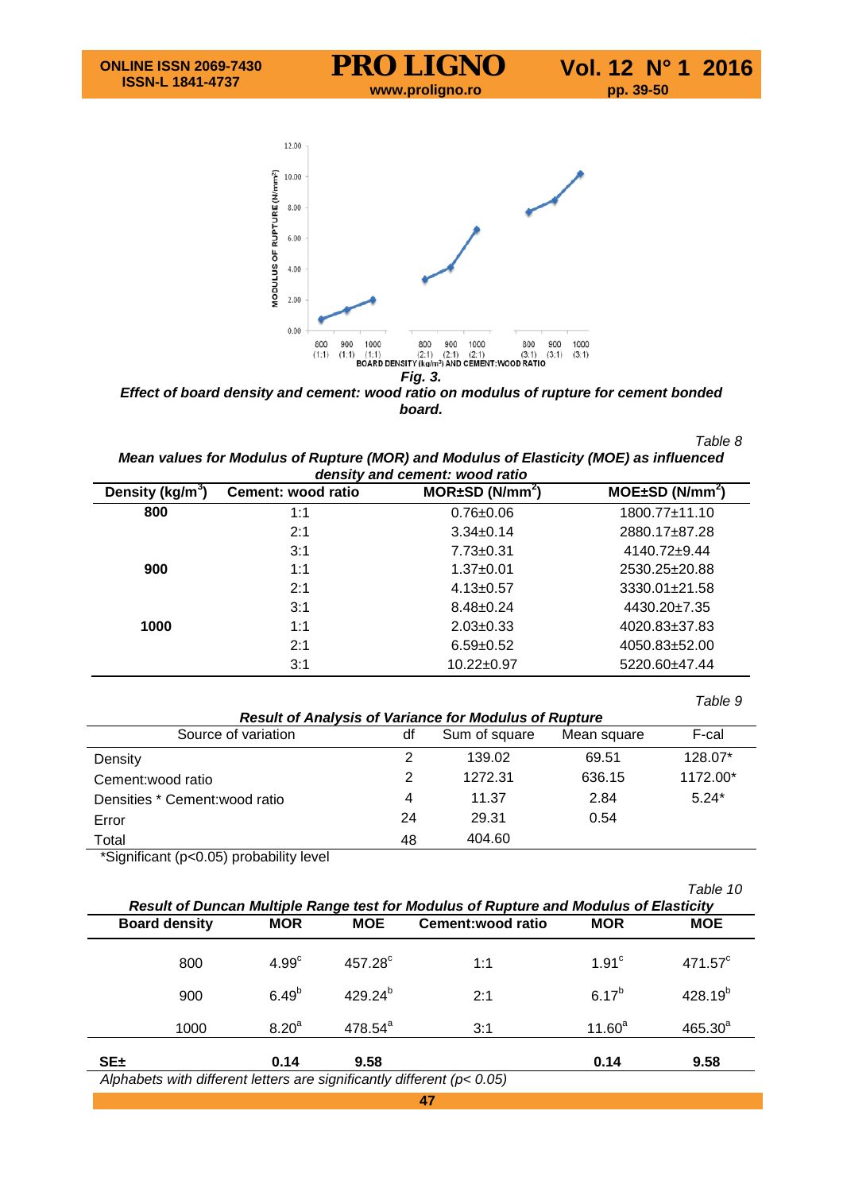*Fig. 3.*

***Effect of board density and cement: wood ratio on modulus of rupture for cement bonded board.***

*Table 8*

***Mean values for Modulus of Rupture (MOR) and Modulus of Elasticity (MOE) as influenced density and cement: wood ratio***

| Density ($kg/m^3$) | Cement: wood ratio | MOR±SD ($N/mm^2$) | MOE±SD ($N/mm^2$) |
|---|---|---|---|
| **800** | 1:1 | 0.76±0.06 | 1800.77±11.10 |
| | 2:1 | 3.34±0.14 | 2880.17±87.28 |
| | 3:1 | 7.73±0.31 | 4140.72±9.44 |
| **900** | 1:1 | 1.37±0.01 | 2530.25±20.88 |
| | 2:1 | 4.13±0.57 | 3330.01±21.58 |
| | 3:1 | 8.48±0.24 | 4430.20±7.35 |
| **1000** | 1:1 | 2.03±0.33 | 4020.83±37.83 |
| | 2:1 | 6.59±0.52 | 4050.83±52.00 |
| | 3:1 | 10.22±0.97 | 5220.60±47.44 |

*Table 9*

***Result of Analysis of Variance for Modulus of Rupture***

| Source of variation | df | Sum of square | Mean square | F-cal |
|---|---|---|---|---|
| Density | 2 | 139.02 | 69.51 | 128.07* |
| Cement:wood ratio | 2 | 1272.31 | 636.15 | 1172.00* |
| Densities * Cement:wood ratio | 4 | 11.37 | 2.84 | 5.24* |
| Error | 24 | 29.31 | 0.54 | |
| Total | 48 | 404.60 | | |

*Significant ($p<0.05$) probability level

*Table 10*

***Result of Duncan Multiple Range test for Modulus of Rupture and Modulus of Elasticity***

| Board density | MOR | MOE | Cement:wood ratio | MOR | MOE |
|---|---|---|---|---|---|
| 800 | $4.99^{c}$ | $457.28^{c}$ | 1:1 | $1.91^{c}$ | $471.57^{c}$ |
| 900 | $6.49^{b}$ | $429.24^{b}$ | 2:1 | $6.17^{b}$ | $428.19^{b}$ |
| 1000 | $8.20^{a}$ | $478.54^{a}$ | 3:1 | $11.60^{a}$ | $465.30^{a}$ |
| **SE±** | **0.14** | **9.58** | | **0.14** | **9.58** |

*Alphabets with different letters are significantly different ($p< 0.05$)*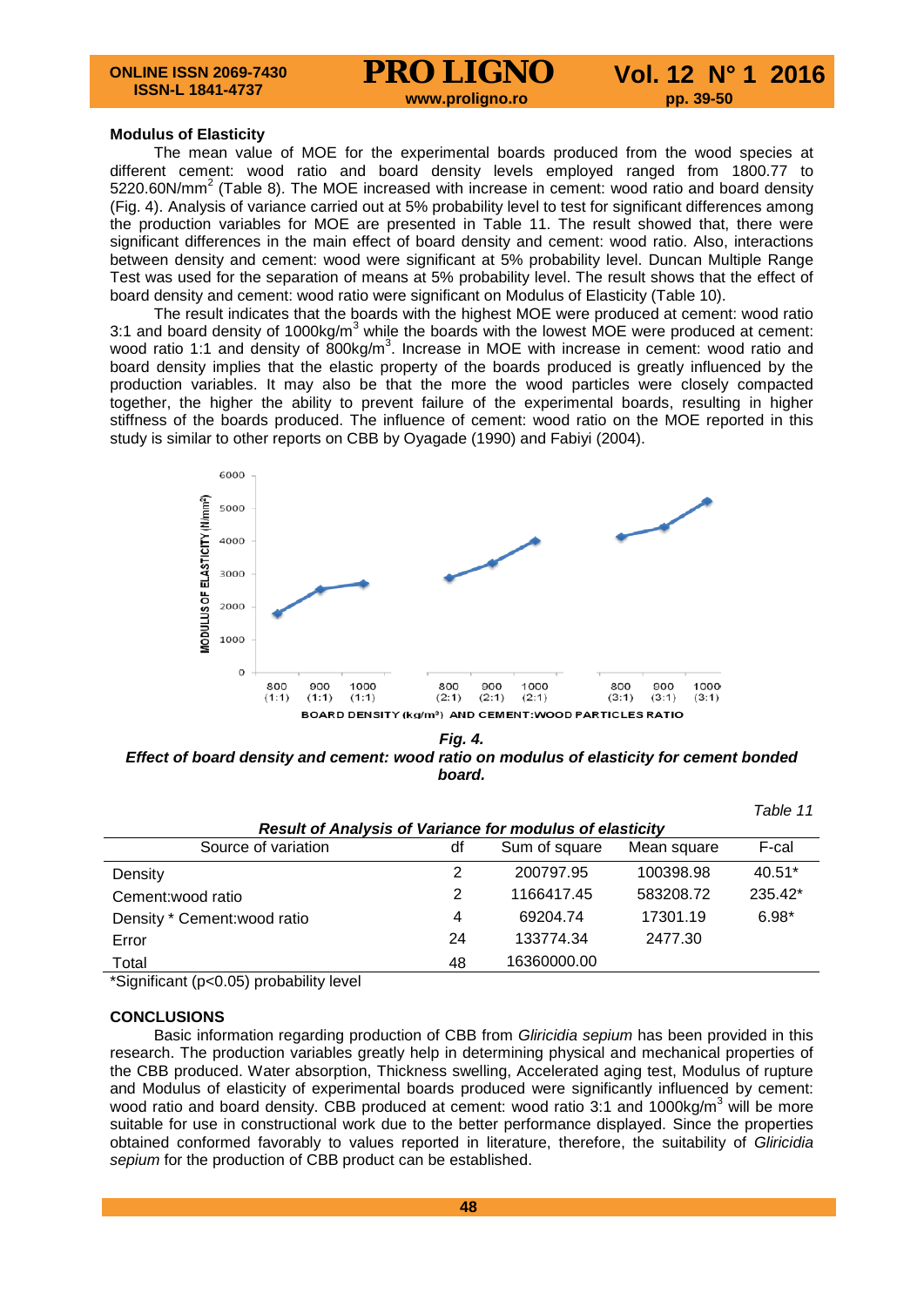### Modulus of Elasticity

The mean value of MOE for the experimental boards produced from the wood species at different cement: wood ratio and board density levels employed ranged from 1800.77 to 5220.60N/mm$^2$ (Table 8). The MOE increased with increase in cement: wood ratio and board density (Fig. 4). Analysis of variance carried out at 5% probability level to test for significant differences among the production variables for MOE are presented in Table 11. The result showed that, there were significant differences in the main effect of board density and cement: wood ratio. Also, interactions between density and cement: wood were significant at 5% probability level. Duncan Multiple Range Test was used for the separation of means at 5% probability level. The result shows that the effect of board density and cement: wood ratio were significant on Modulus of Elasticity (Table 10).

The result indicates that the boards with the highest MOE were produced at cement: wood ratio 3:1 and board density of 1000kg/m$^3$ while the boards with the lowest MOE were produced at cement: wood ratio 1:1 and density of 800kg/m$^3$. Increase in MOE with increase in cement: wood ratio and board density implies that the elastic property of the boards produced is greatly influenced by the production variables. It may also be that the more the wood particles were closely compacted together, the higher the ability to prevent failure of the experimental boards, resulting in higher stiffness of the boards produced. The influence of cement: wood ratio on the MOE reported in this study is similar to other reports on CBB by Oyagade (1990) and Fabiyi (2004).

***Fig. 4.***
***Effect of board density and cement: wood ratio on modulus of elasticity for cement bonded board.***

*Table 11*

***Result of Analysis of Variance for modulus of elasticity***

| Source of variation | df | Sum of square | Mean square | F-cal |
|---|---|---|---|---|
| Density | 2 | 200797.95 | 100398.98 | 40.51* |
| Cement:wood ratio | 2 | 1166417.45 | 583208.72 | 235.42* |
| Density * Cement:wood ratio | 4 | 69204.74 | 17301.19 | 6.98* |
| Error | 24 | 133774.34 | 2477.30 | |
| Total | 48 | 16360000.00 | | |

*Significant (p<0.05) probability level

### CONCLUSIONS

Basic information regarding production of CBB from *Gliricidia sepium* has been provided in this research. The production variables greatly help in determining physical and mechanical properties of the CBB produced. Water absorption, Thickness swelling, Accelerated aging test, Modulus of rupture and Modulus of elasticity of experimental boards produced were significantly influenced by cement: wood ratio and board density. CBB produced at cement: wood ratio 3:1 and 1000kg/m$^3$ will be more suitable for use in constructional work due to the better performance displayed. Since the properties obtained conformed favorably to values reported in literature, therefore, the suitability of *Gliricidia sepium* for the production of CBB product can be established.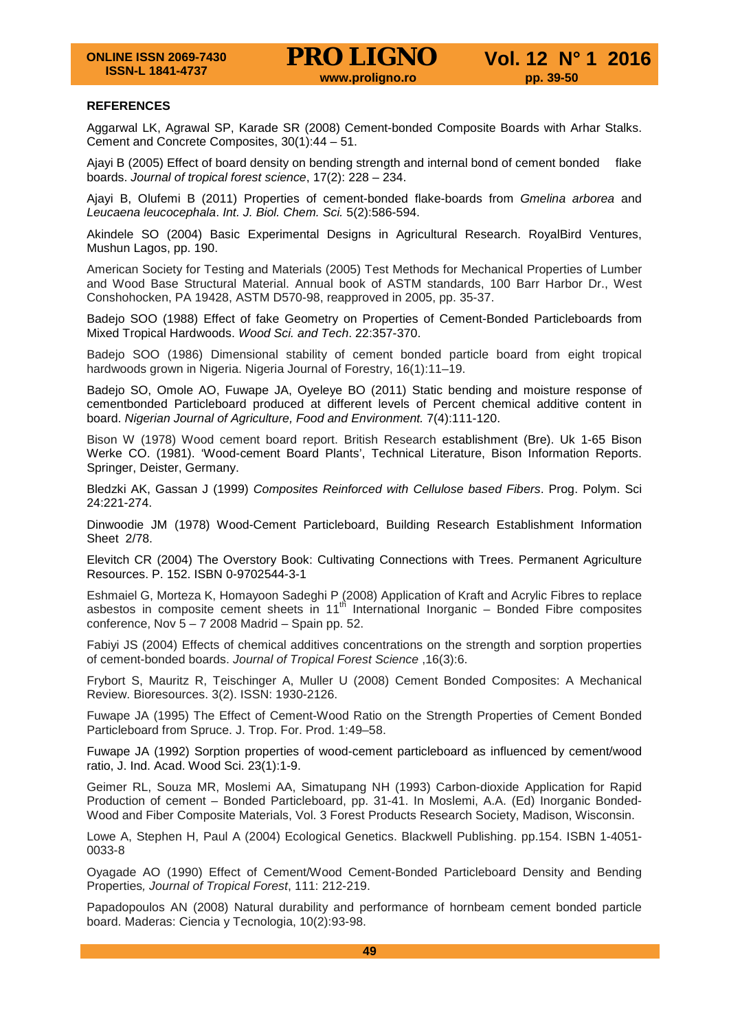### REFERENCES

Aggarwal LK, Agrawal SP, Karade SR (2008) Cement-bonded Composite Boards with Arhar Stalks. Cement and Concrete Composites, 30(1):44 – 51.

Ajayi B (2005) Effect of board density on bending strength and internal bond of cement bonded flake boards. *Journal of tropical forest science*, 17(2): 228 – 234.

Ajayi B, Olufemi B (2011) Properties of cement-bonded flake-boards from *Gmelina arborea* and *Leucaena leucocephala*. *Int. J. Biol. Chem. Sci.* 5(2):586-594.

Akindele SO (2004) Basic Experimental Designs in Agricultural Research. RoyalBird Ventures, Mushun Lagos, pp. 190.

American Society for Testing and Materials (2005) Test Methods for Mechanical Properties of Lumber and Wood Base Structural Material. Annual book of ASTM standards, 100 Barr Harbor Dr., West Conshohocken, PA 19428, ASTM D570-98, reapproved in 2005, pp. 35-37.

Badejo SOO (1988) Effect of fake Geometry on Properties of Cement-Bonded Particleboards from Mixed Tropical Hardwoods. *Wood Sci. and Tech*. 22:357-370.

Badejo SOO (1986) Dimensional stability of cement bonded particle board from eight tropical hardwoods grown in Nigeria. Nigeria Journal of Forestry, 16(1):11–19.

Badejo SO, Omole AO, Fuwape JA, Oyeleye BO (2011) Static bending and moisture response of cementbonded Particleboard produced at different levels of Percent chemical additive content in board. *Nigerian Journal of Agriculture, Food and Environment.* 7(4):111-120.

Bison W (1978) Wood cement board report. British Research establishment (Bre). Uk 1-65 Bison Werke CO. (1981). 'Wood-cement Board Plants', Technical Literature, Bison Information Reports. Springer, Deister, Germany.

Bledzki AK, Gassan J (1999) *Composites Reinforced with Cellulose based Fibers*. Prog. Polym. Sci 24:221-274.

Dinwoodie JM (1978) Wood-Cement Particleboard, Building Research Establishment Information Sheet 2/78.

Elevitch CR (2004) The Overstory Book: Cultivating Connections with Trees. Permanent Agriculture Resources. P. 152. ISBN 0-9702544-3-1

Eshmaiel G, Morteza K, Homayoon Sadeghi P (2008) Application of Kraft and Acrylic Fibres to replace asbestos in composite cement sheets in 11th International Inorganic – Bonded Fibre composites conference, Nov 5 – 7 2008 Madrid – Spain pp. 52.

Fabiyi JS (2004) Effects of chemical additives concentrations on the strength and sorption properties of cement-bonded boards. *Journal of Tropical Forest Science* ,16(3):6.

Frybort S, Mauritz R, Teischinger A, Muller U (2008) Cement Bonded Composites: A Mechanical Review. Bioresources. 3(2). ISSN: 1930-2126.

Fuwape JA (1995) The Effect of Cement-Wood Ratio on the Strength Properties of Cement Bonded Particleboard from Spruce. J. Trop. For. Prod. 1:49–58.

Fuwape JA (1992) Sorption properties of wood-cement particleboard as influenced by cement/wood ratio, J. Ind. Acad. Wood Sci. 23(1):1-9.

Geimer RL, Souza MR, Moslemi AA, Simatupang NH (1993) Carbon-dioxide Application for Rapid Production of cement – Bonded Particleboard, pp. 31-41. In Moslemi, A.A. (Ed) Inorganic Bonded-Wood and Fiber Composite Materials, Vol. 3 Forest Products Research Society, Madison, Wisconsin.

Lowe A, Stephen H, Paul A (2004) Ecological Genetics. Blackwell Publishing. pp.154. ISBN 1-4051-0033-8

Oyagade AO (1990) Effect of Cement/Wood Cement-Bonded Particleboard Density and Bending Properties, *Journal of Tropical Forest*, 111: 212-219.

Papadopoulos AN (2008) Natural durability and performance of hornbeam cement bonded particle board. Maderas: Ciencia y Tecnologia, 10(2):93-98.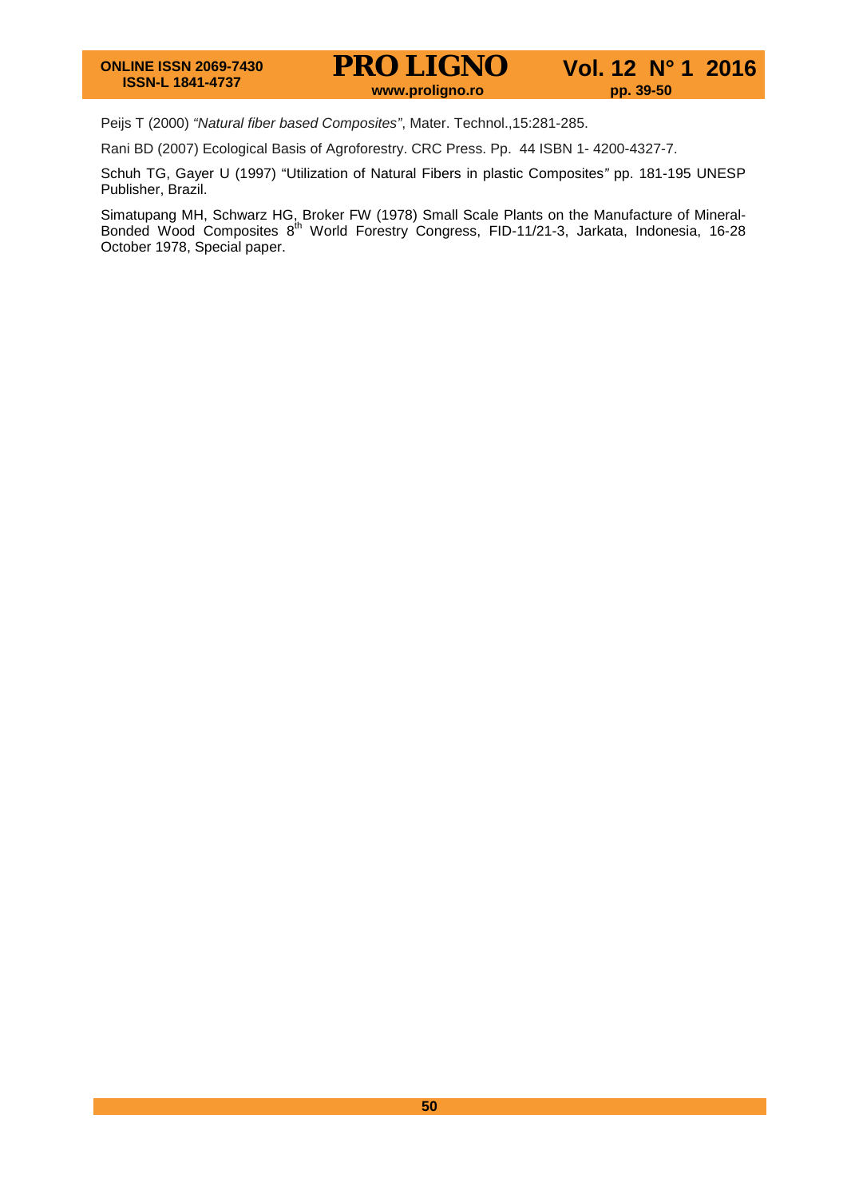Peijs T (2000) *"Natural fiber based Composites"*, Mater. Technol.,15:281-285.

Rani BD (2007) Ecological Basis of Agroforestry. CRC Press. Pp. 44 ISBN 1- 4200-4327-7.

Schuh TG, Gayer U (1997) "Utilization of Natural Fibers in plastic Composites" pp. 181-195 UNESP Publisher, Brazil.

Simatupang MH, Schwarz HG, Broker FW (1978) Small Scale Plants on the Manufacture of Mineral-Bonded Wood Composites 8th World Forestry Congress, FID-11/21-3, Jarkata, Indonesia, 16-28 October 1978, Special paper.